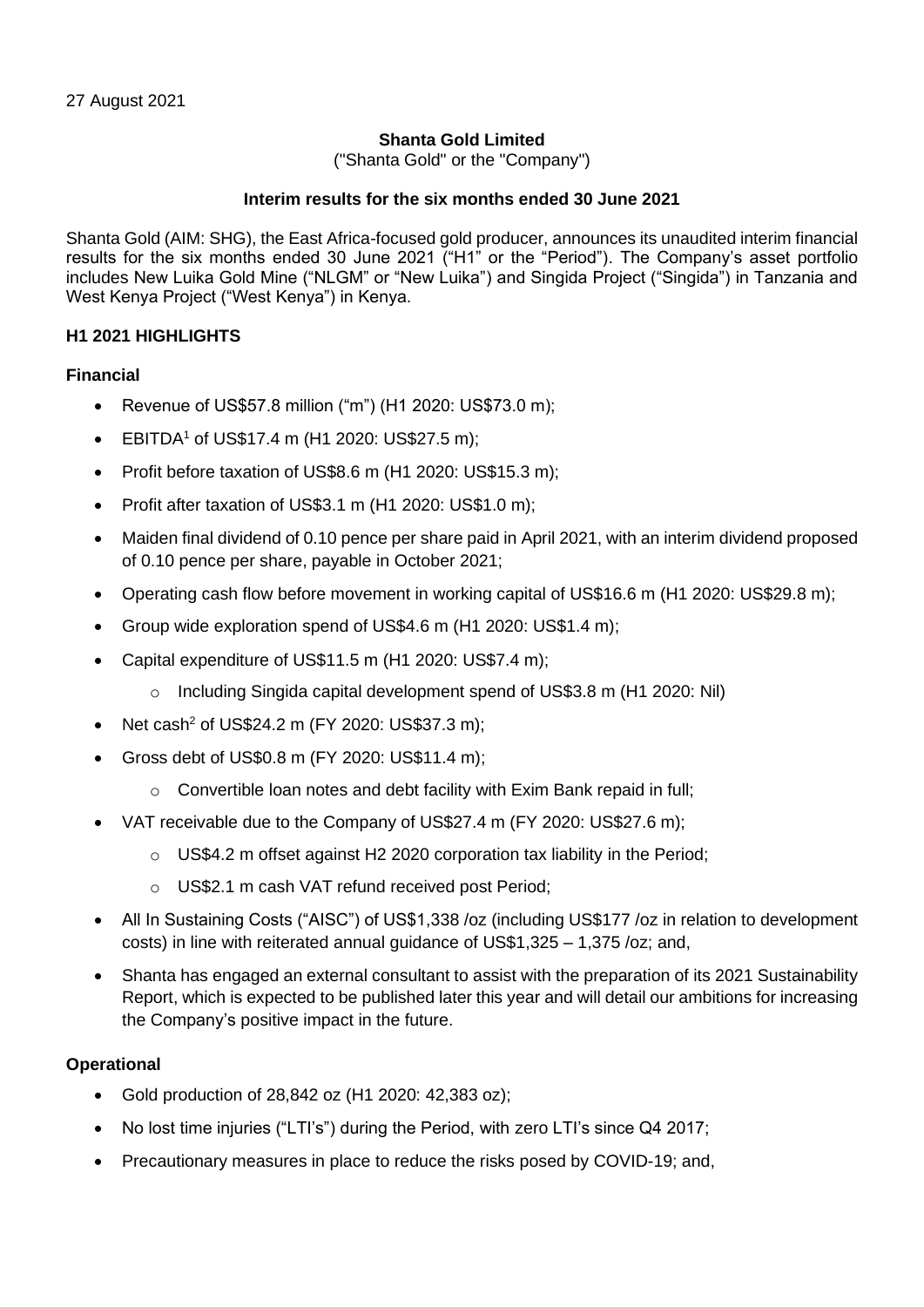27 August 2021

**Shanta Gold Limited**

("Shanta Gold" or the "Company")

**Interim results for the six months ended 30 June 2021**

Shanta Gold (AIM: SHG), the East Africa-focused gold producer, announces its unaudited interim financial results for the six months ended 30 June 2021 ("H1" or the "Period"). The Company's asset portfolio includes New Luika Gold Mine ("NLGM" or "New Luika") and Singida Project ("Singida") in Tanzania and West Kenya Project ("West Kenya") in Kenya.

## H1 2021 HIGHLIGHTS

### Financial

- Revenue of US$57.8 million ("m") (H1 2020: US$73.0 m);
- EBITDA[1] of US$17.4 m (H1 2020: US$27.5 m);
- Profit before taxation of US$8.6 m (H1 2020: US$15.3 m);
- Profit after taxation of US$3.1 m (H1 2020: US$1.0 m);
- Maiden final dividend of 0.10 pence per share paid in April 2021, with an interim dividend proposed of 0.10 pence per share, payable in October 2021;
- Operating cash flow before movement in working capital of US$16.6 m (H1 2020: US$29.8 m);
- Group wide exploration spend of US$4.6 m (H1 2020: US$1.4 m);
- Capital expenditure of US$11.5 m (H1 2020: US$7.4 m);
  - Including Singida capital development spend of US$3.8 m (H1 2020: Nil)
- Net cash[2] of US$24.2 m (FY 2020: US$37.3 m);
- Gross debt of US$0.8 m (FY 2020: US$11.4 m);
  - Convertible loan notes and debt facility with Exim Bank repaid in full;
- VAT receivable due to the Company of US$27.4 m (FY 2020: US$27.6 m);
  - US$4.2 m offset against H2 2020 corporation tax liability in the Period;
  - US$2.1 m cash VAT refund received post Period;
- All In Sustaining Costs ("AISC") of US$1,338 /oz (including US$177 /oz in relation to development costs) in line with reiterated annual guidance of US$1,325 – 1,375 /oz; and,
- Shanta has engaged an external consultant to assist with the preparation of its 2021 Sustainability Report, which is expected to be published later this year and will detail our ambitions for increasing the Company's positive impact in the future.

### Operational

- Gold production of 28,842 oz (H1 2020: 42,383 oz);
- No lost time injuries ("LTI's") during the Period, with zero LTI's since Q4 2017;
- Precautionary measures in place to reduce the risks posed by COVID-19; and,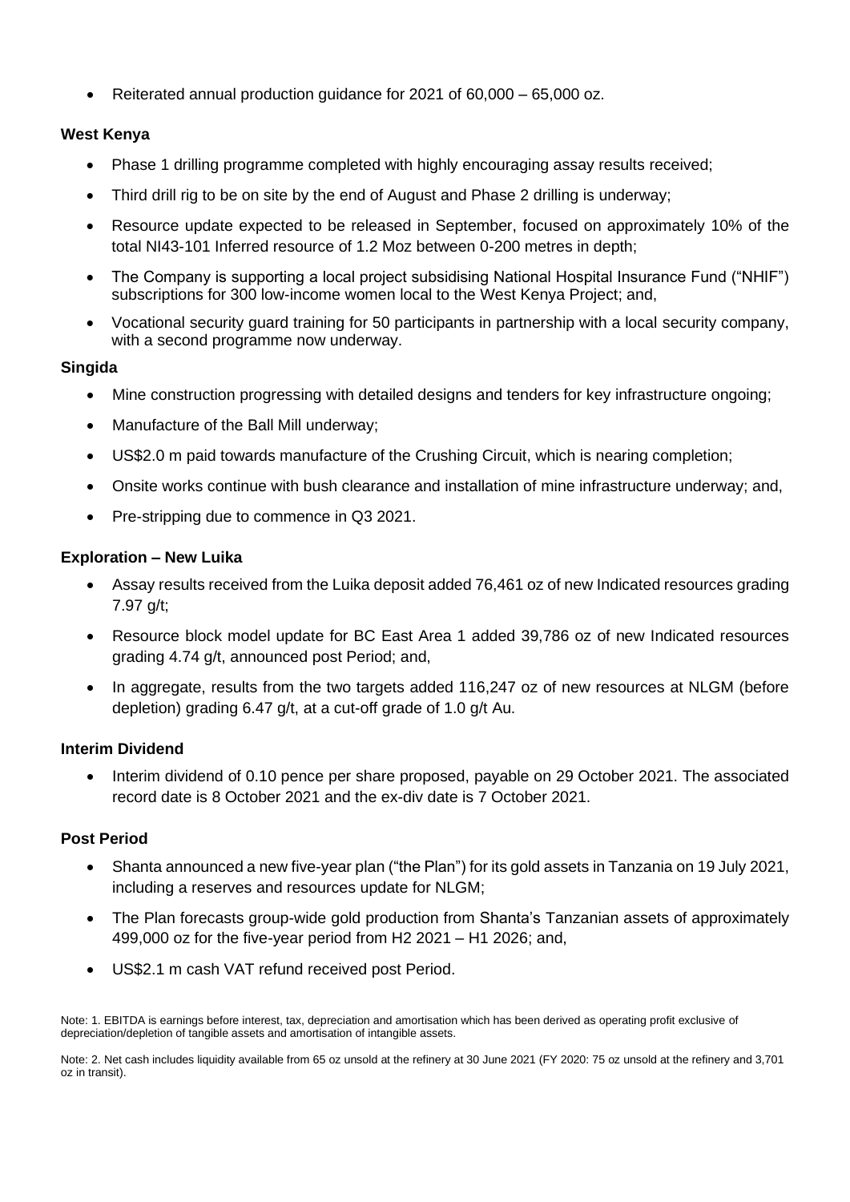- Reiterated annual production guidance for 2021 of 60,000 – 65,000 oz.

**West Kenya**

- Phase 1 drilling programme completed with highly encouraging assay results received;
- Third drill rig to be on site by the end of August and Phase 2 drilling is underway;
- Resource update expected to be released in September, focused on approximately 10% of the total NI43-101 Inferred resource of 1.2 Moz between 0-200 metres in depth;
- The Company is supporting a local project subsidising National Hospital Insurance Fund ("NHIF") subscriptions for 300 low-income women local to the West Kenya Project; and,
- Vocational security guard training for 50 participants in partnership with a local security company, with a second programme now underway.

**Singida**

- Mine construction progressing with detailed designs and tenders for key infrastructure ongoing;
- Manufacture of the Ball Mill underway;
- US$2.0 m paid towards manufacture of the Crushing Circuit, which is nearing completion;
- Onsite works continue with bush clearance and installation of mine infrastructure underway; and,
- Pre-stripping due to commence in Q3 2021.

**Exploration – New Luika**

- Assay results received from the Luika deposit added 76,461 oz of new Indicated resources grading 7.97 g/t;
- Resource block model update for BC East Area 1 added 39,786 oz of new Indicated resources grading 4.74 g/t, announced post Period; and,
- In aggregate, results from the two targets added 116,247 oz of new resources at NLGM (before depletion) grading 6.47 g/t, at a cut-off grade of 1.0 g/t Au.

**Interim Dividend**

- Interim dividend of 0.10 pence per share proposed, payable on 29 October 2021. The associated record date is 8 October 2021 and the ex-div date is 7 October 2021.

**Post Period**

- Shanta announced a new five-year plan ("the Plan") for its gold assets in Tanzania on 19 July 2021, including a reserves and resources update for NLGM;
- The Plan forecasts group-wide gold production from Shanta's Tanzanian assets of approximately 499,000 oz for the five-year period from H2 2021 – H1 2026; and,
- US$2.1 m cash VAT refund received post Period.

Note: 1. EBITDA is earnings before interest, tax, depreciation and amortisation which has been derived as operating profit exclusive of depreciation/depletion of tangible assets and amortisation of intangible assets.

Note: 2. Net cash includes liquidity available from 65 oz unsold at the refinery at 30 June 2021 (FY 2020: 75 oz unsold at the refinery and 3,701 oz in transit).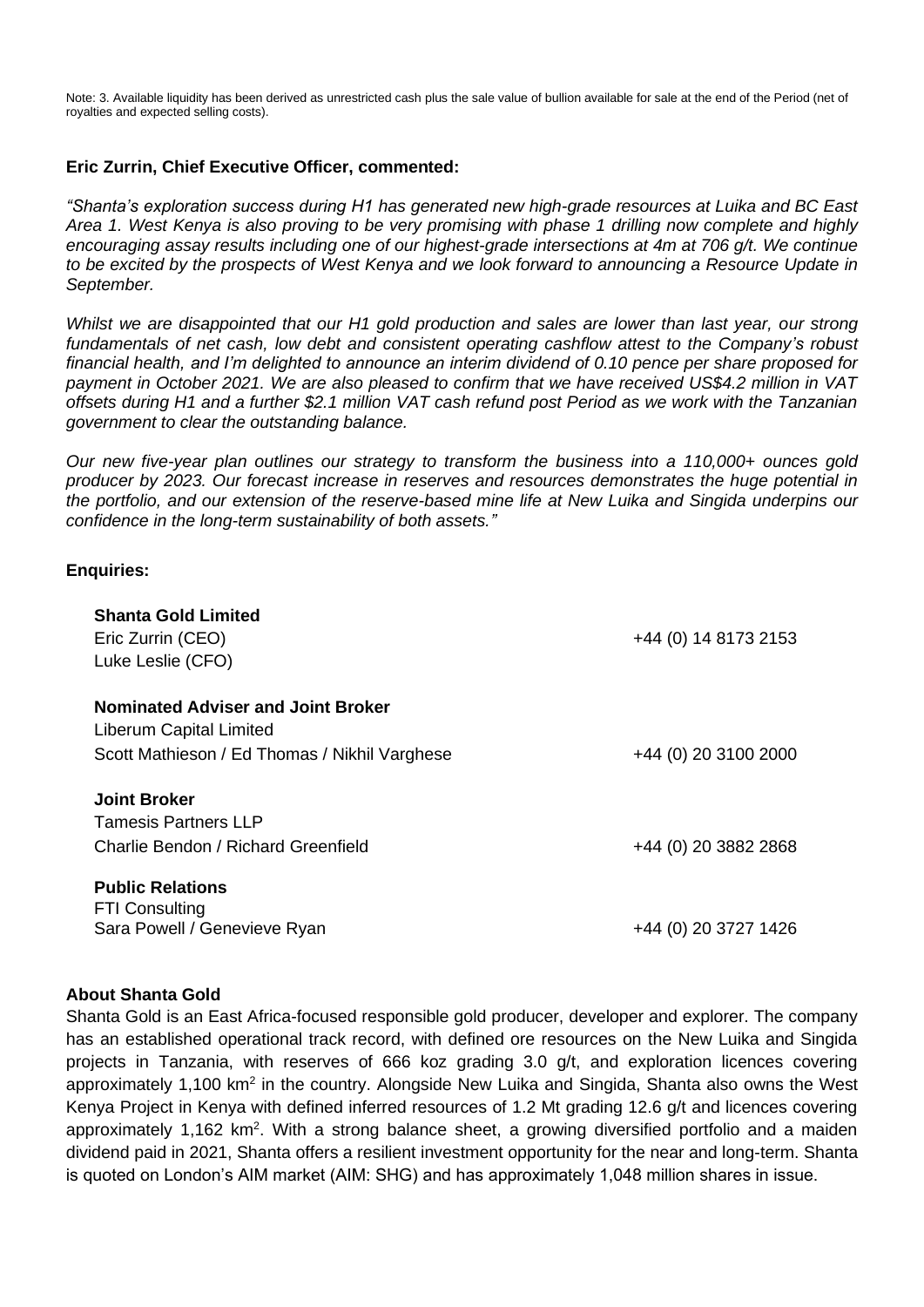Note: 3. Available liquidity has been derived as unrestricted cash plus the sale value of bullion available for sale at the end of the Period (net of royalties and expected selling costs).

**Eric Zurrin, Chief Executive Officer, commented:**

*"Shanta's exploration success during H1 has generated new high-grade resources at Luika and BC East Area 1. West Kenya is also proving to be very promising with phase 1 drilling now complete and highly encouraging assay results including one of our highest-grade intersections at 4m at 706 g/t. We continue to be excited by the prospects of West Kenya and we look forward to announcing a Resource Update in September.*

*Whilst we are disappointed that our H1 gold production and sales are lower than last year, our strong fundamentals of net cash, low debt and consistent operating cashflow attest to the Company's robust financial health, and I'm delighted to announce an interim dividend of 0.10 pence per share proposed for payment in October 2021. We are also pleased to confirm that we have received US$4.2 million in VAT offsets during H1 and a further $2.1 million VAT cash refund post Period as we work with the Tanzanian government to clear the outstanding balance.*

*Our new five-year plan outlines our strategy to transform the business into a 110,000+ ounces gold producer by 2023. Our forecast increase in reserves and resources demonstrates the huge potential in the portfolio, and our extension of the reserve-based mine life at New Luika and Singida underpins our confidence in the long-term sustainability of both assets."*

**Enquiries:**

| | |
|---|---|
| **Shanta Gold Limited** | |
| Eric Zurrin (CEO) | +44 (0) 14 8173 2153 |
| Luke Leslie (CFO) | |
| **Nominated Adviser and Joint Broker** | |
| Liberum Capital Limited | |
| Scott Mathieson / Ed Thomas / Nikhil Varghese | +44 (0) 20 3100 2000 |
| **Joint Broker** | |
| Tamesis Partners LLP | |
| Charlie Bendon / Richard Greenfield | +44 (0) 20 3882 2868 |
| **Public Relations** | |
| FTI Consulting | |
| Sara Powell / Genevieve Ryan | +44 (0) 20 3727 1426 |

**About Shanta Gold**

Shanta Gold is an East Africa-focused responsible gold producer, developer and explorer. The company has an established operational track record, with defined ore resources on the New Luika and Singida projects in Tanzania, with reserves of 666 koz grading 3.0 g/t, and exploration licences covering approximately 1,100 km$^2$ in the country. Alongside New Luika and Singida, Shanta also owns the West Kenya Project in Kenya with defined inferred resources of 1.2 Mt grading 12.6 g/t and licences covering approximately 1,162 km$^2$. With a strong balance sheet, a growing diversified portfolio and a maiden dividend paid in 2021, Shanta offers a resilient investment opportunity for the near and long-term. Shanta is quoted on London's AIM market (AIM: SHG) and has approximately 1,048 million shares in issue.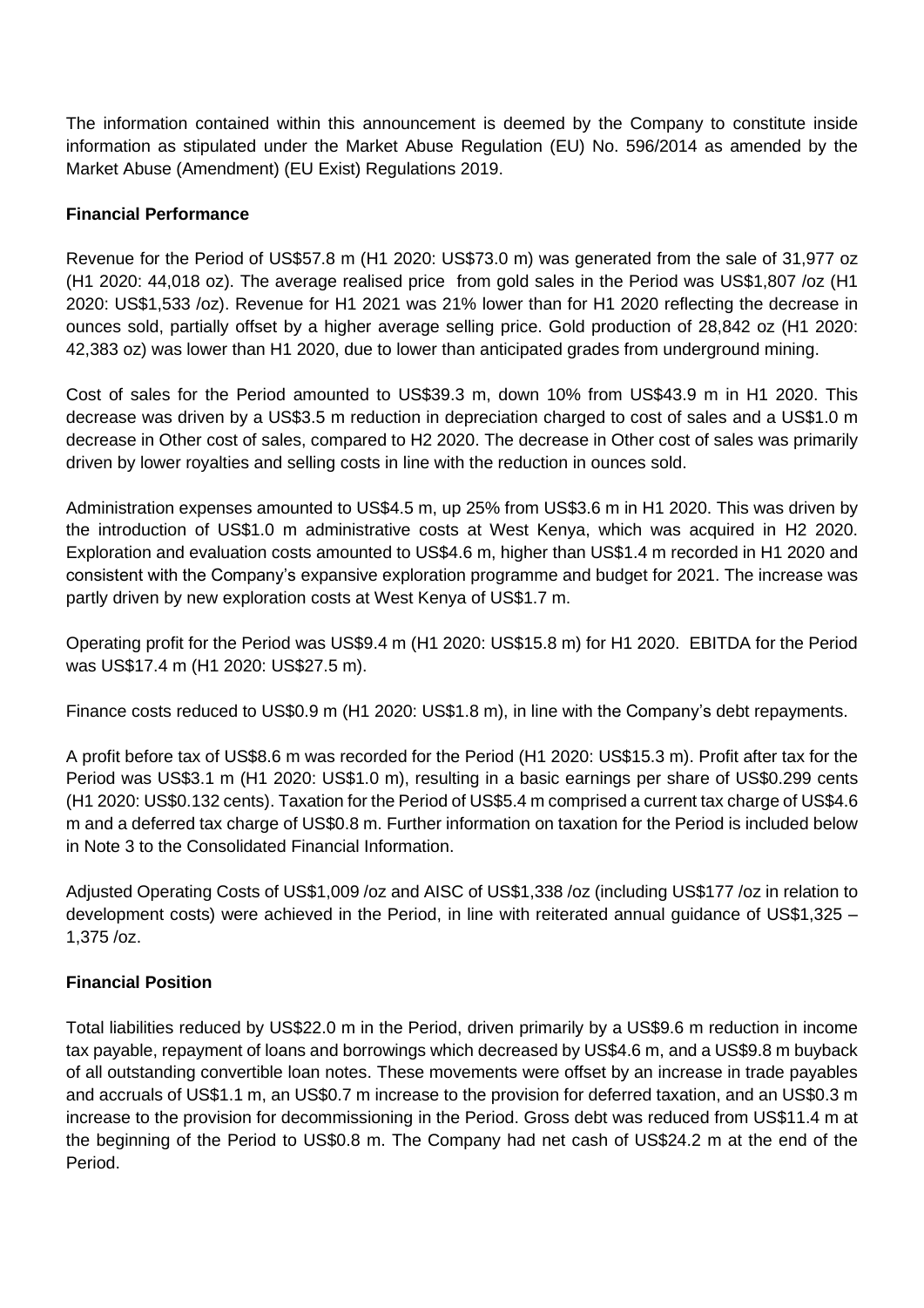The information contained within this announcement is deemed by the Company to constitute inside information as stipulated under the Market Abuse Regulation (EU) No. 596/2014 as amended by the Market Abuse (Amendment) (EU Exist) Regulations 2019.

**Financial Performance**

Revenue for the Period of US$57.8 m (H1 2020: US$73.0 m) was generated from the sale of 31,977 oz (H1 2020: 44,018 oz). The average realised price from gold sales in the Period was US$1,807 /oz (H1 2020: US$1,533 /oz). Revenue for H1 2021 was 21% lower than for H1 2020 reflecting the decrease in ounces sold, partially offset by a higher average selling price. Gold production of 28,842 oz (H1 2020: 42,383 oz) was lower than H1 2020, due to lower than anticipated grades from underground mining.

Cost of sales for the Period amounted to US$39.3 m, down 10% from US$43.9 m in H1 2020. This decrease was driven by a US$3.5 m reduction in depreciation charged to cost of sales and a US$1.0 m decrease in Other cost of sales, compared to H2 2020. The decrease in Other cost of sales was primarily driven by lower royalties and selling costs in line with the reduction in ounces sold.

Administration expenses amounted to US$4.5 m, up 25% from US$3.6 m in H1 2020. This was driven by the introduction of US$1.0 m administrative costs at West Kenya, which was acquired in H2 2020. Exploration and evaluation costs amounted to US$4.6 m, higher than US$1.4 m recorded in H1 2020 and consistent with the Company's expansive exploration programme and budget for 2021. The increase was partly driven by new exploration costs at West Kenya of US$1.7 m.

Operating profit for the Period was US$9.4 m (H1 2020: US$15.8 m) for H1 2020. EBITDA for the Period was US$17.4 m (H1 2020: US$27.5 m).

Finance costs reduced to US$0.9 m (H1 2020: US$1.8 m), in line with the Company's debt repayments.

A profit before tax of US$8.6 m was recorded for the Period (H1 2020: US$15.3 m). Profit after tax for the Period was US$3.1 m (H1 2020: US$1.0 m), resulting in a basic earnings per share of US$0.299 cents (H1 2020: US$0.132 cents). Taxation for the Period of US$5.4 m comprised a current tax charge of US$4.6 m and a deferred tax charge of US$0.8 m. Further information on taxation for the Period is included below in Note 3 to the Consolidated Financial Information.

Adjusted Operating Costs of US$1,009 /oz and AISC of US$1,338 /oz (including US$177 /oz in relation to development costs) were achieved in the Period, in line with reiterated annual guidance of US$1,325 – 1,375 /oz.

**Financial Position**

Total liabilities reduced by US$22.0 m in the Period, driven primarily by a US$9.6 m reduction in income tax payable, repayment of loans and borrowings which decreased by US$4.6 m, and a US$9.8 m buyback of all outstanding convertible loan notes. These movements were offset by an increase in trade payables and accruals of US$1.1 m, an US$0.7 m increase to the provision for deferred taxation, and an US$0.3 m increase to the provision for decommissioning in the Period. Gross debt was reduced from US$11.4 m at the beginning of the Period to US$0.8 m. The Company had net cash of US$24.2 m at the end of the Period.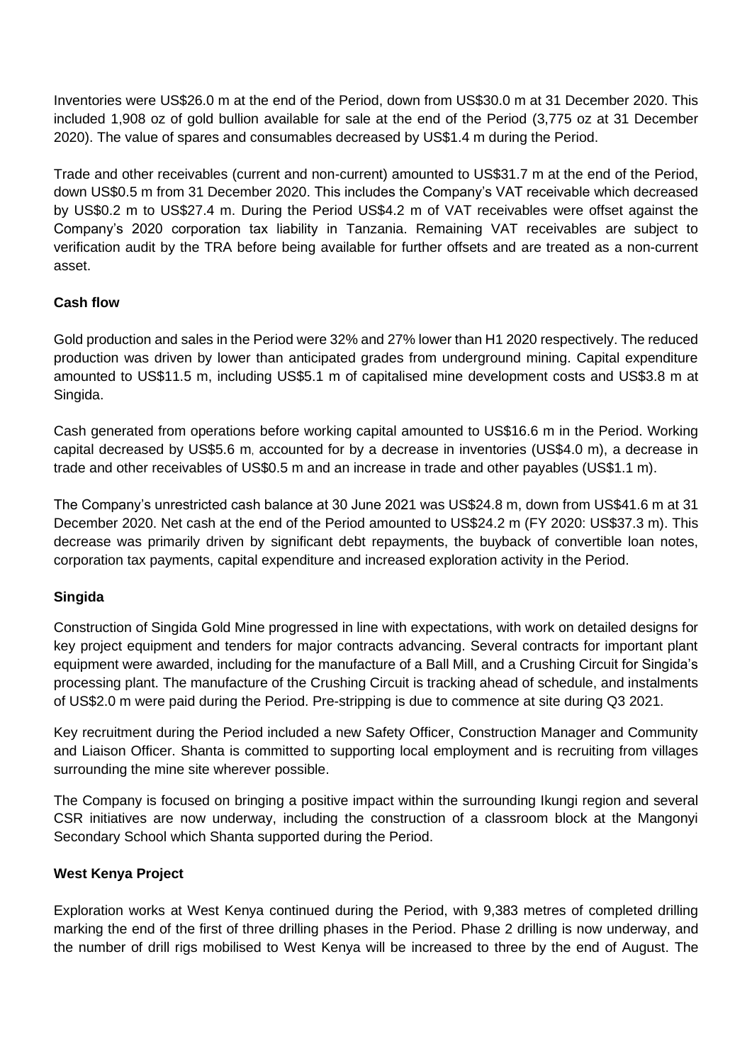Inventories were US$26.0 m at the end of the Period, down from US$30.0 m at 31 December 2020. This included 1,908 oz of gold bullion available for sale at the end of the Period (3,775 oz at 31 December 2020). The value of spares and consumables decreased by US$1.4 m during the Period.

Trade and other receivables (current and non-current) amounted to US$31.7 m at the end of the Period, down US$0.5 m from 31 December 2020. This includes the Company's VAT receivable which decreased by US$0.2 m to US$27.4 m. During the Period US$4.2 m of VAT receivables were offset against the Company's 2020 corporation tax liability in Tanzania. Remaining VAT receivables are subject to verification audit by the TRA before being available for further offsets and are treated as a non-current asset.

**Cash flow**

Gold production and sales in the Period were 32% and 27% lower than H1 2020 respectively. The reduced production was driven by lower than anticipated grades from underground mining. Capital expenditure amounted to US$11.5 m, including US$5.1 m of capitalised mine development costs and US$3.8 m at Singida.

Cash generated from operations before working capital amounted to US$16.6 m in the Period. Working capital decreased by US$5.6 m, accounted for by a decrease in inventories (US$4.0 m), a decrease in trade and other receivables of US$0.5 m and an increase in trade and other payables (US$1.1 m).

The Company's unrestricted cash balance at 30 June 2021 was US$24.8 m, down from US$41.6 m at 31 December 2020. Net cash at the end of the Period amounted to US$24.2 m (FY 2020: US$37.3 m). This decrease was primarily driven by significant debt repayments, the buyback of convertible loan notes, corporation tax payments, capital expenditure and increased exploration activity in the Period.

**Singida**

Construction of Singida Gold Mine progressed in line with expectations, with work on detailed designs for key project equipment and tenders for major contracts advancing. Several contracts for important plant equipment were awarded, including for the manufacture of a Ball Mill, and a Crushing Circuit for Singida's processing plant. The manufacture of the Crushing Circuit is tracking ahead of schedule, and instalments of US$2.0 m were paid during the Period. Pre-stripping is due to commence at site during Q3 2021.

Key recruitment during the Period included a new Safety Officer, Construction Manager and Community and Liaison Officer. Shanta is committed to supporting local employment and is recruiting from villages surrounding the mine site wherever possible.

The Company is focused on bringing a positive impact within the surrounding Ikungi region and several CSR initiatives are now underway, including the construction of a classroom block at the Mangonyi Secondary School which Shanta supported during the Period.

**West Kenya Project**

Exploration works at West Kenya continued during the Period, with 9,383 metres of completed drilling marking the end of the first of three drilling phases in the Period. Phase 2 drilling is now underway, and the number of drill rigs mobilised to West Kenya will be increased to three by the end of August. The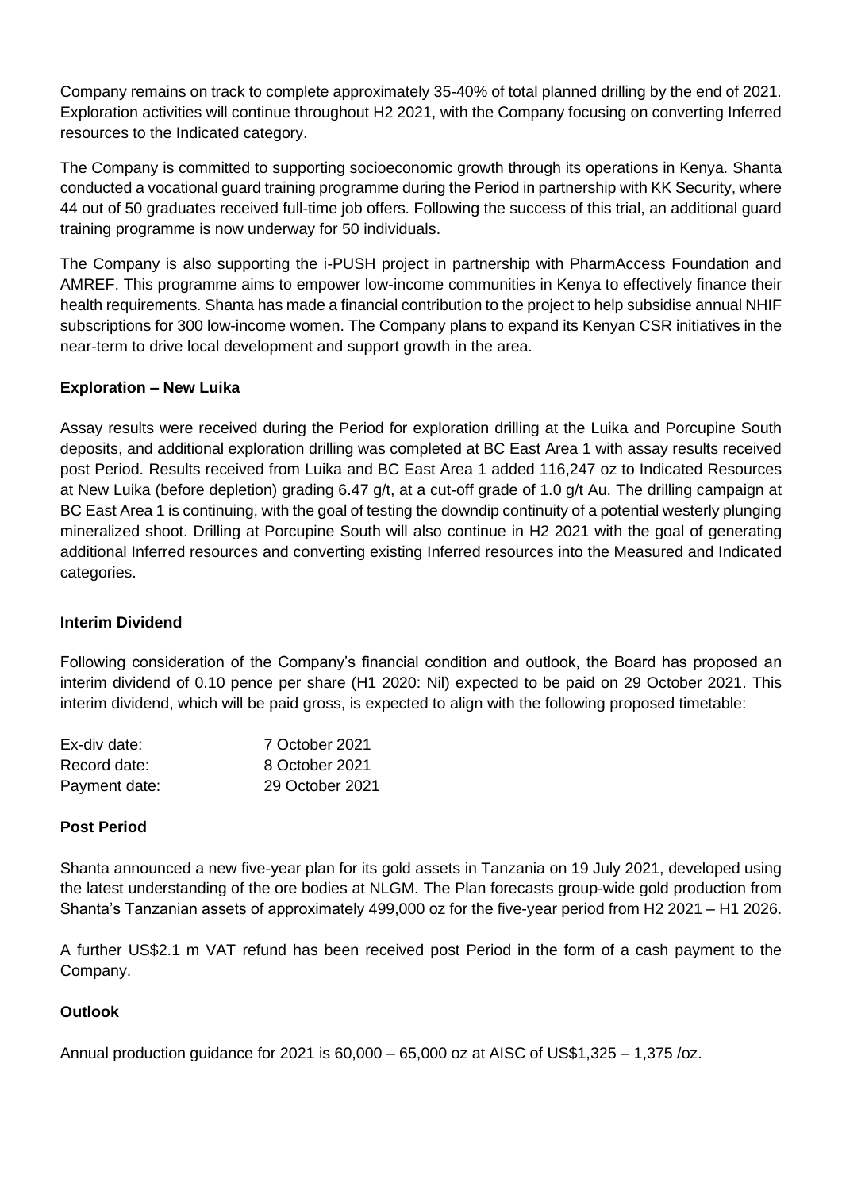Company remains on track to complete approximately 35-40% of total planned drilling by the end of 2021. Exploration activities will continue throughout H2 2021, with the Company focusing on converting Inferred resources to the Indicated category.

The Company is committed to supporting socioeconomic growth through its operations in Kenya. Shanta conducted a vocational guard training programme during the Period in partnership with KK Security, where 44 out of 50 graduates received full-time job offers. Following the success of this trial, an additional guard training programme is now underway for 50 individuals.

The Company is also supporting the i-PUSH project in partnership with PharmAccess Foundation and AMREF. This programme aims to empower low-income communities in Kenya to effectively finance their health requirements. Shanta has made a financial contribution to the project to help subsidise annual NHIF subscriptions for 300 low-income women. The Company plans to expand its Kenyan CSR initiatives in the near-term to drive local development and support growth in the area.

**Exploration – New Luika**

Assay results were received during the Period for exploration drilling at the Luika and Porcupine South deposits, and additional exploration drilling was completed at BC East Area 1 with assay results received post Period. Results received from Luika and BC East Area 1 added 116,247 oz to Indicated Resources at New Luika (before depletion) grading 6.47 g/t, at a cut-off grade of 1.0 g/t Au. The drilling campaign at BC East Area 1 is continuing, with the goal of testing the downdip continuity of a potential westerly plunging mineralized shoot. Drilling at Porcupine South will also continue in H2 2021 with the goal of generating additional Inferred resources and converting existing Inferred resources into the Measured and Indicated categories.

**Interim Dividend**

Following consideration of the Company's financial condition and outlook, the Board has proposed an interim dividend of 0.10 pence per share (H1 2020: Nil) expected to be paid on 29 October 2021. This interim dividend, which will be paid gross, is expected to align with the following proposed timetable:

| | |
|---|---|
| Ex-div date: | 7 October 2021 |
| Record date: | 8 October 2021 |
| Payment date: | 29 October 2021 |

**Post Period**

Shanta announced a new five-year plan for its gold assets in Tanzania on 19 July 2021, developed using the latest understanding of the ore bodies at NLGM. The Plan forecasts group-wide gold production from Shanta's Tanzanian assets of approximately 499,000 oz for the five-year period from H2 2021 – H1 2026.

A further US$2.1 m VAT refund has been received post Period in the form of a cash payment to the Company.

**Outlook**

Annual production guidance for 2021 is 60,000 – 65,000 oz at AISC of US$1,325 – 1,375 /oz.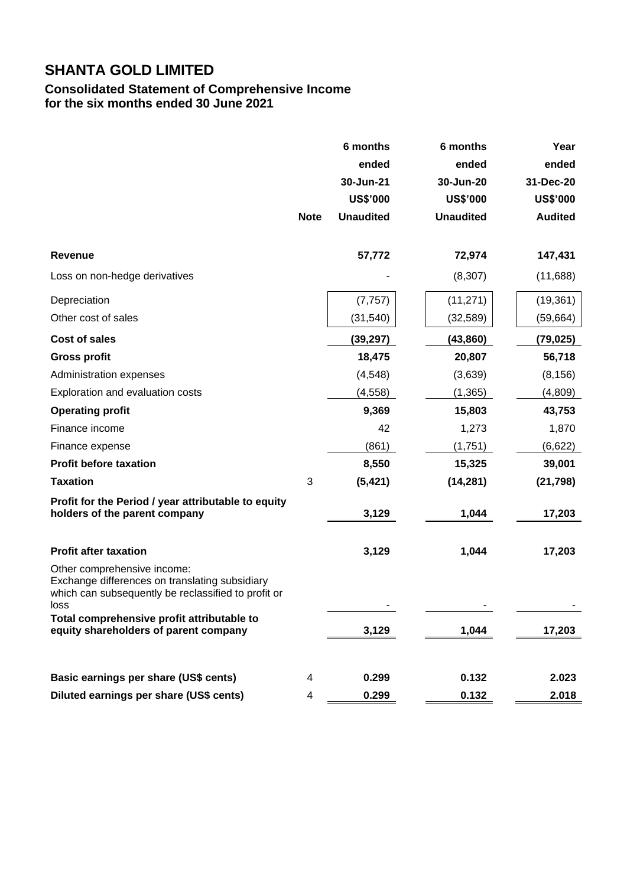# SHANTA GOLD LIMITED

## Consolidated Statement of Comprehensive Income
## for the six months ended 30 June 2021

| | Note | 6 months ended 30-Jun-21 US$'000 Unaudited | 6 months ended 30-Jun-20 US$'000 Unaudited | Year ended 31-Dec-20 US$'000 Audited |
|---|---|---|---|---|
| **Revenue** | | **57,772** | **72,974** | **147,431** |
| Loss on non-hedge derivatives | | - | (8,307) | (11,688) |
| Depreciation | | (7,757) | (11,271) | (19,361) |
| Other cost of sales | | (31,540) | (32,589) | (59,664) |
| **Cost of sales** | | **(39,297)** | **(43,860)** | **(79,025)** |
| **Gross profit** | | **18,475** | **20,807** | **56,718** |
| Administration expenses | | (4,548) | (3,639) | (8,156) |
| Exploration and evaluation costs | | (4,558) | (1,365) | (4,809) |
| **Operating profit** | | **9,369** | **15,803** | **43,753** |
| Finance income | | 42 | 1,273 | 1,870 |
| Finance expense | | (861) | (1,751) | (6,622) |
| **Profit before taxation** | | **8,550** | **15,325** | **39,001** |
| **Taxation** | 3 | **(5,421)** | **(14,281)** | **(21,798)** |
| **Profit for the Period / year attributable to equity holders of the parent company** | | **3,129** | **1,044** | **17,203** |
| **Profit after taxation** | | **3,129** | **1,044** | **17,203** |
| Other comprehensive income: Exchange differences on translating subsidiary which can subsequently be reclassified to profit or loss | | - | - | - |
| **Total comprehensive profit attributable to equity shareholders of parent company** | | **3,129** | **1,044** | **17,203** |
| **Basic earnings per share (US$ cents)** | 4 | **0.299** | **0.132** | **2.023** |
| **Diluted earnings per share (US$ cents)** | 4 | **0.299** | **0.132** | **2.018** |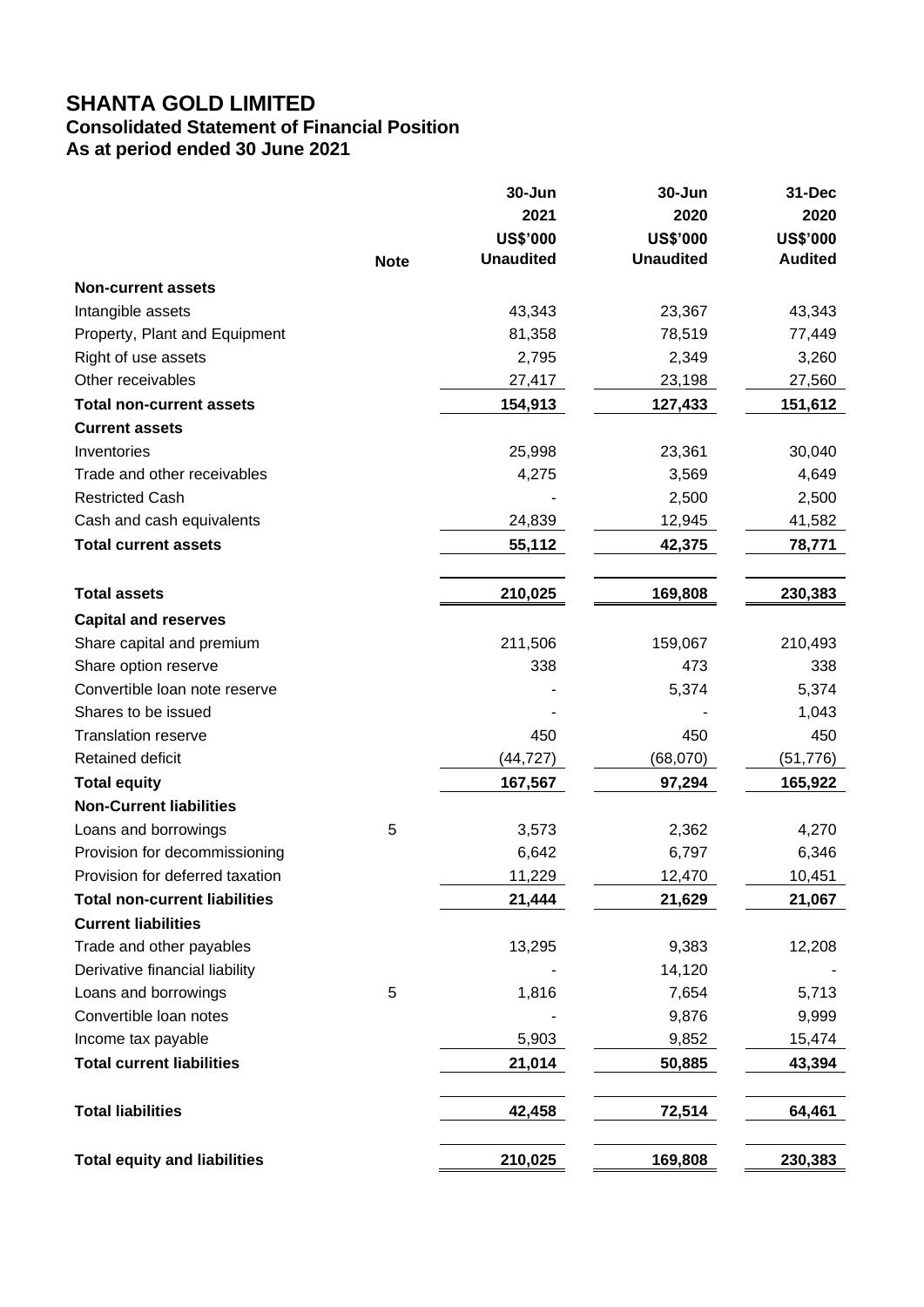# SHANTA GOLD LIMITED

## Consolidated Statement of Financial Position

## As at period ended 30 June 2021

| | Note | 30-Jun 2021 US$'000 Unaudited | 30-Jun 2020 US$'000 Unaudited | 31-Dec 2020 US$'000 Audited |
|---|---|---|---|---|
| **Non-current assets** | | | | |
| Intangible assets | | 43,343 | 23,367 | 43,343 |
| Property, Plant and Equipment | | 81,358 | 78,519 | 77,449 |
| Right of use assets | | 2,795 | 2,349 | 3,260 |
| Other receivables | | 27,417 | 23,198 | 27,560 |
| **Total non-current assets** | | **154,913** | **127,433** | **151,612** |
| **Current assets** | | | | |
| Inventories | | 25,998 | 23,361 | 30,040 |
| Trade and other receivables | | 4,275 | 3,569 | 4,649 |
| Restricted Cash | | - | 2,500 | 2,500 |
| Cash and cash equivalents | | 24,839 | 12,945 | 41,582 |
| **Total current assets** | | **55,112** | **42,375** | **78,771** |
| **Total assets** | | **210,025** | **169,808** | **230,383** |
| **Capital and reserves** | | | | |
| Share capital and premium | | 211,506 | 159,067 | 210,493 |
| Share option reserve | | 338 | 473 | 338 |
| Convertible loan note reserve | | - | 5,374 | 5,374 |
| Shares to be issued | | - | - | 1,043 |
| Translation reserve | | 450 | 450 | 450 |
| Retained deficit | | (44,727) | (68,070) | (51,776) |
| **Total equity** | | **167,567** | **97,294** | **165,922** |
| **Non-Current liabilities** | | | | |
| Loans and borrowings | 5 | 3,573 | 2,362 | 4,270 |
| Provision for decommissioning | | 6,642 | 6,797 | 6,346 |
| Provision for deferred taxation | | 11,229 | 12,470 | 10,451 |
| **Total non-current liabilities** | | **21,444** | **21,629** | **21,067** |
| **Current liabilities** | | | | |
| Trade and other payables | | 13,295 | 9,383 | 12,208 |
| Derivative financial liability | | - | 14,120 | - |
| Loans and borrowings | 5 | 1,816 | 7,654 | 5,713 |
| Convertible loan notes | | - | 9,876 | 9,999 |
| Income tax payable | | 5,903 | 9,852 | 15,474 |
| **Total current liabilities** | | **21,014** | **50,885** | **43,394** |
| **Total liabilities** | | **42,458** | **72,514** | **64,461** |
| **Total equity and liabilities** | | **210,025** | **169,808** | **230,383** |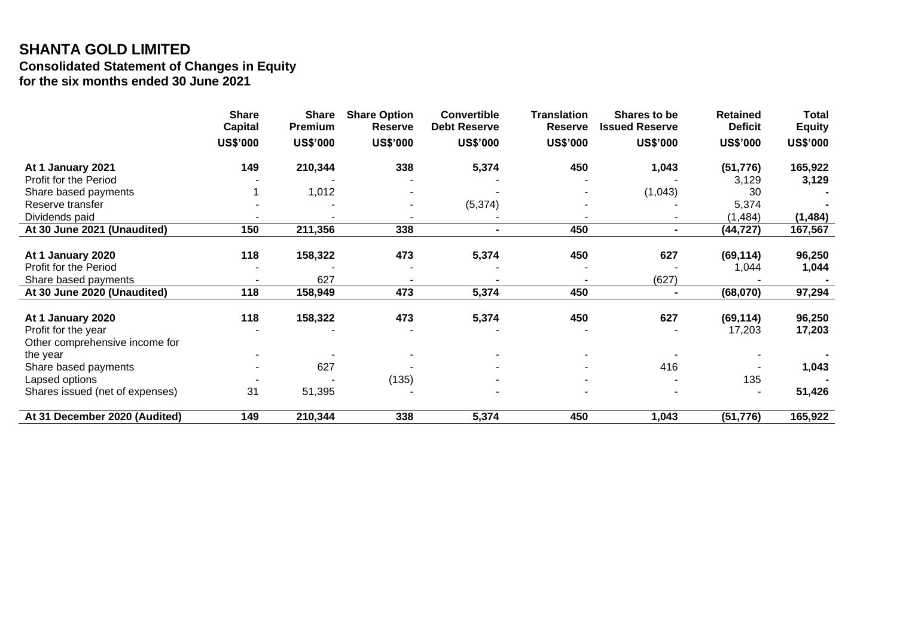# SHANTA GOLD LIMITED

## Consolidated Statement of Changes in Equity
## for the six months ended 30 June 2021

| | Share Capital | Share Premium | Share Option Reserve | Convertible Debt Reserve | Translation Reserve | Shares to be Issued Reserve | Retained Deficit | Total Equity |
|---|---|---|---|---|---|---|---|---|
| | US$'000 | US$'000 | US$'000 | US$'000 | US$'000 | US$'000 | US$'000 | US$'000 |
| **At 1 January 2021** | **149** | **210,344** | **338** | **5,374** | **450** | **1,043** | **(51,776)** | **165,922** |
| Profit for the Period | - | - | - | - | - | - | 3,129 | **3,129** |
| Share based payments | 1 | 1,012 | - | - | - | (1,043) | 30 | **-** |
| Reserve transfer | - | - | - | (5,374) | - | - | 5,374 | **-** |
| Dividends paid | - | - | - | - | - | - | (1,484) | **(1,484)** |
| **At 30 June 2021 (Unaudited)** | **150** | **211,356** | **338** | **-** | **450** | **-** | **(44,727)** | **167,567** |
| | | | | | | | | |
| **At 1 January 2020** | **118** | **158,322** | **473** | **5,374** | **450** | **627** | **(69,114)** | **96,250** |
| Profit for the Period | - | - | - | - | - | - | 1,044 | **1,044** |
| Share based payments | - | 627 | - | - | - | (627) | - | **-** |
| **At 30 June 2020 (Unaudited)** | **118** | **158,949** | **473** | **5,374** | **450** | **-** | **(68,070)** | **97,294** |
| | | | | | | | | |
| **At 1 January 2020** | **118** | **158,322** | **473** | **5,374** | **450** | **627** | **(69,114)** | **96,250** |
| Profit for the year | - | - | - | - | - | - | 17,203 | **17,203** |
| Other comprehensive income for the year | - | - | - | - | - | - | - | **-** |
| Share based payments | - | 627 | - | - | - | 416 | - | **1,043** |
| Lapsed options | - | - | (135) | - | - | - | 135 | **-** |
| Shares issued (net of expenses) | 31 | 51,395 | - | - | - | - | - | **51,426** |
| **At 31 December 2020 (Audited)** | **149** | **210,344** | **338** | **5,374** | **450** | **1,043** | **(51,776)** | **165,922** |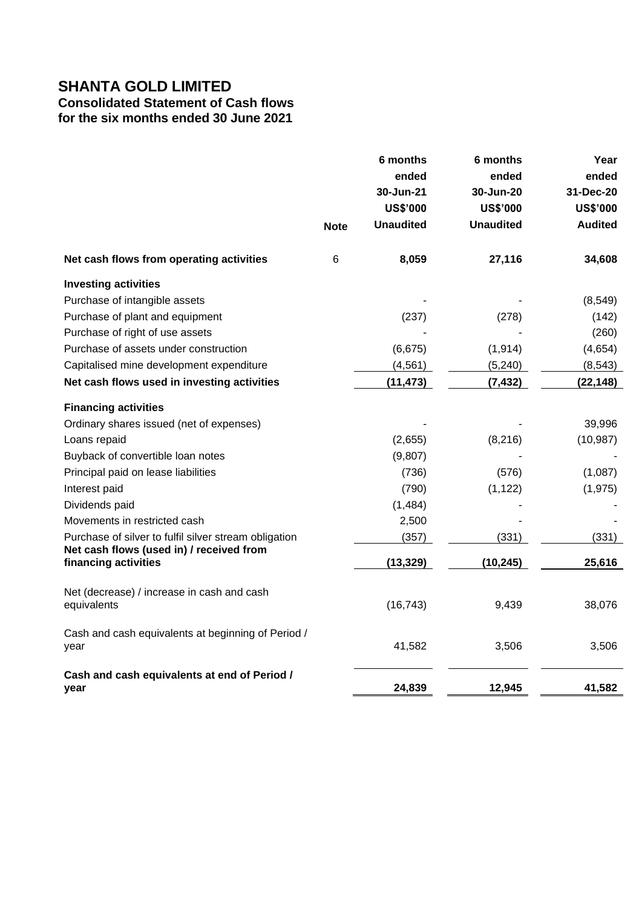# SHANTA GOLD LIMITED

## Consolidated Statement of Cash flows
## for the six months ended 30 June 2021

| | Note | 6 months ended 30-Jun-21 US$'000 Unaudited | 6 months ended 30-Jun-20 US$'000 Unaudited | Year ended 31-Dec-20 US$'000 Audited |
|---|---|---|---|---|
| **Net cash flows from operating activities** | 6 | **8,059** | **27,116** | **34,608** |
| **Investing activities** | | | | |
| Purchase of intangible assets | | - | - | (8,549) |
| Purchase of plant and equipment | | (237) | (278) | (142) |
| Purchase of right of use assets | | - | - | (260) |
| Purchase of assets under construction | | (6,675) | (1,914) | (4,654) |
| Capitalised mine development expenditure | | (4,561) | (5,240) | (8,543) |
| **Net cash flows used in investing activities** | | **(11,473)** | **(7,432)** | **(22,148)** |
| **Financing activities** | | | | |
| Ordinary shares issued (net of expenses) | | - | - | 39,996 |
| Loans repaid | | (2,655) | (8,216) | (10,987) |
| Buyback of convertible loan notes | | (9,807) | - | - |
| Principal paid on lease liabilities | | (736) | (576) | (1,087) |
| Interest paid | | (790) | (1,122) | (1,975) |
| Dividends paid | | (1,484) | - | - |
| Movements in restricted cash | | 2,500 | - | - |
| Purchase of silver to fulfil silver stream obligation | | (357) | (331) | (331) |
| **Net cash flows (used in) / received from financing activities** | | **(13,329)** | **(10,245)** | **25,616** |
| Net (decrease) / increase in cash and cash equivalents | | (16,743) | 9,439 | 38,076 |
| Cash and cash equivalents at beginning of Period / year | | 41,582 | 3,506 | 3,506 |
| **Cash and cash equivalents at end of Period / year** | | **24,839** | **12,945** | **41,582** |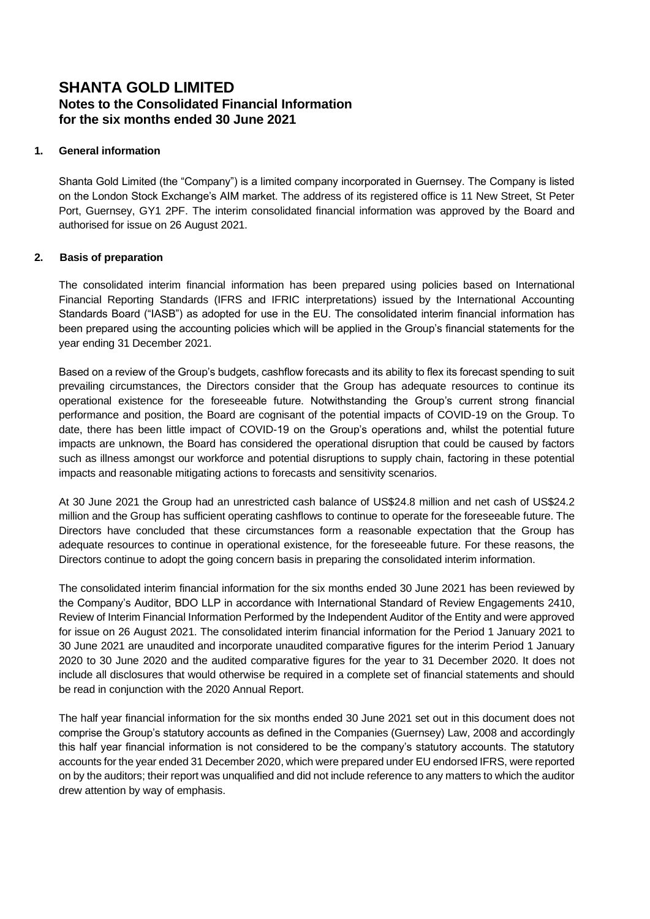# SHANTA GOLD LIMITED

## Notes to the Consolidated Financial Information for the six months ended 30 June 2021

### 1. General information

Shanta Gold Limited (the "Company") is a limited company incorporated in Guernsey. The Company is listed on the London Stock Exchange's AIM market. The address of its registered office is 11 New Street, St Peter Port, Guernsey, GY1 2PF. The interim consolidated financial information was approved by the Board and authorised for issue on 26 August 2021.

### 2. Basis of preparation

The consolidated interim financial information has been prepared using policies based on International Financial Reporting Standards (IFRS and IFRIC interpretations) issued by the International Accounting Standards Board ("IASB") as adopted for use in the EU. The consolidated interim financial information has been prepared using the accounting policies which will be applied in the Group's financial statements for the year ending 31 December 2021.

Based on a review of the Group's budgets, cashflow forecasts and its ability to flex its forecast spending to suit prevailing circumstances, the Directors consider that the Group has adequate resources to continue its operational existence for the foreseeable future. Notwithstanding the Group's current strong financial performance and position, the Board are cognisant of the potential impacts of COVID-19 on the Group. To date, there has been little impact of COVID-19 on the Group's operations and, whilst the potential future impacts are unknown, the Board has considered the operational disruption that could be caused by factors such as illness amongst our workforce and potential disruptions to supply chain, factoring in these potential impacts and reasonable mitigating actions to forecasts and sensitivity scenarios.

At 30 June 2021 the Group had an unrestricted cash balance of US$24.8 million and net cash of US$24.2 million and the Group has sufficient operating cashflows to continue to operate for the foreseeable future. The Directors have concluded that these circumstances form a reasonable expectation that the Group has adequate resources to continue in operational existence, for the foreseeable future. For these reasons, the Directors continue to adopt the going concern basis in preparing the consolidated interim information.

The consolidated interim financial information for the six months ended 30 June 2021 has been reviewed by the Company's Auditor, BDO LLP in accordance with International Standard of Review Engagements 2410, Review of Interim Financial Information Performed by the Independent Auditor of the Entity and were approved for issue on 26 August 2021. The consolidated interim financial information for the Period 1 January 2021 to 30 June 2021 are unaudited and incorporate unaudited comparative figures for the interim Period 1 January 2020 to 30 June 2020 and the audited comparative figures for the year to 31 December 2020. It does not include all disclosures that would otherwise be required in a complete set of financial statements and should be read in conjunction with the 2020 Annual Report.

The half year financial information for the six months ended 30 June 2021 set out in this document does not comprise the Group's statutory accounts as defined in the Companies (Guernsey) Law, 2008 and accordingly this half year financial information is not considered to be the company's statutory accounts. The statutory accounts for the year ended 31 December 2020, which were prepared under EU endorsed IFRS, were reported on by the auditors; their report was unqualified and did not include reference to any matters to which the auditor drew attention by way of emphasis.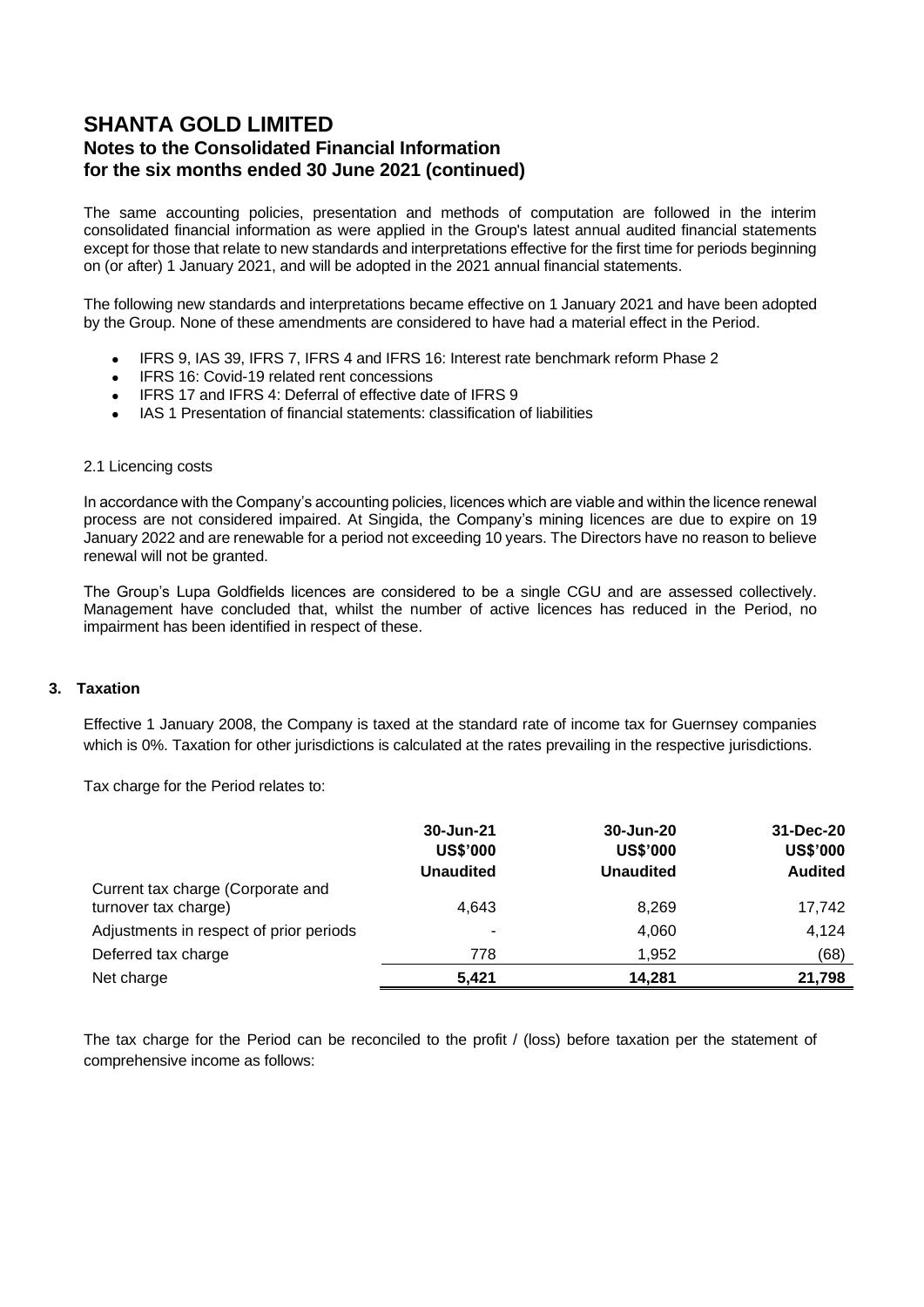# SHANTA GOLD LIMITED
## Notes to the Consolidated Financial Information
## for the six months ended 30 June 2021 (continued)

The same accounting policies, presentation and methods of computation are followed in the interim consolidated financial information as were applied in the Group's latest annual audited financial statements except for those that relate to new standards and interpretations effective for the first time for periods beginning on (or after) 1 January 2021, and will be adopted in the 2021 annual financial statements.

The following new standards and interpretations became effective on 1 January 2021 and have been adopted by the Group. None of these amendments are considered to have had a material effect in the Period.

- IFRS 9, IAS 39, IFRS 7, IFRS 4 and IFRS 16: Interest rate benchmark reform Phase 2
- IFRS 16: Covid-19 related rent concessions
- IFRS 17 and IFRS 4: Deferral of effective date of IFRS 9
- IAS 1 Presentation of financial statements: classification of liabilities

2.1 Licencing costs

In accordance with the Company's accounting policies, licences which are viable and within the licence renewal process are not considered impaired. At Singida, the Company's mining licences are due to expire on 19 January 2022 and are renewable for a period not exceeding 10 years. The Directors have no reason to believe renewal will not be granted.

The Group's Lupa Goldfields licences are considered to be a single CGU and are assessed collectively. Management have concluded that, whilst the number of active licences has reduced in the Period, no impairment has been identified in respect of these.

### 3. Taxation

Effective 1 January 2008, the Company is taxed at the standard rate of income tax for Guernsey companies which is 0%. Taxation for other jurisdictions is calculated at the rates prevailing in the respective jurisdictions.

Tax charge for the Period relates to:

| | 30-Jun-21<br>US$'000<br>Unaudited | 30-Jun-20<br>US$'000<br>Unaudited | 31-Dec-20<br>US$'000<br>Audited |
|---|---|---|---|
| Current tax charge (Corporate and turnover tax charge) | 4,643 | 8,269 | 17,742 |
| Adjustments in respect of prior periods | - | 4,060 | 4,124 |
| Deferred tax charge | 778 | 1,952 | (68) |
| Net charge | **5,421** | **14,281** | **21,798** |

The tax charge for the Period can be reconciled to the profit / (loss) before taxation per the statement of comprehensive income as follows: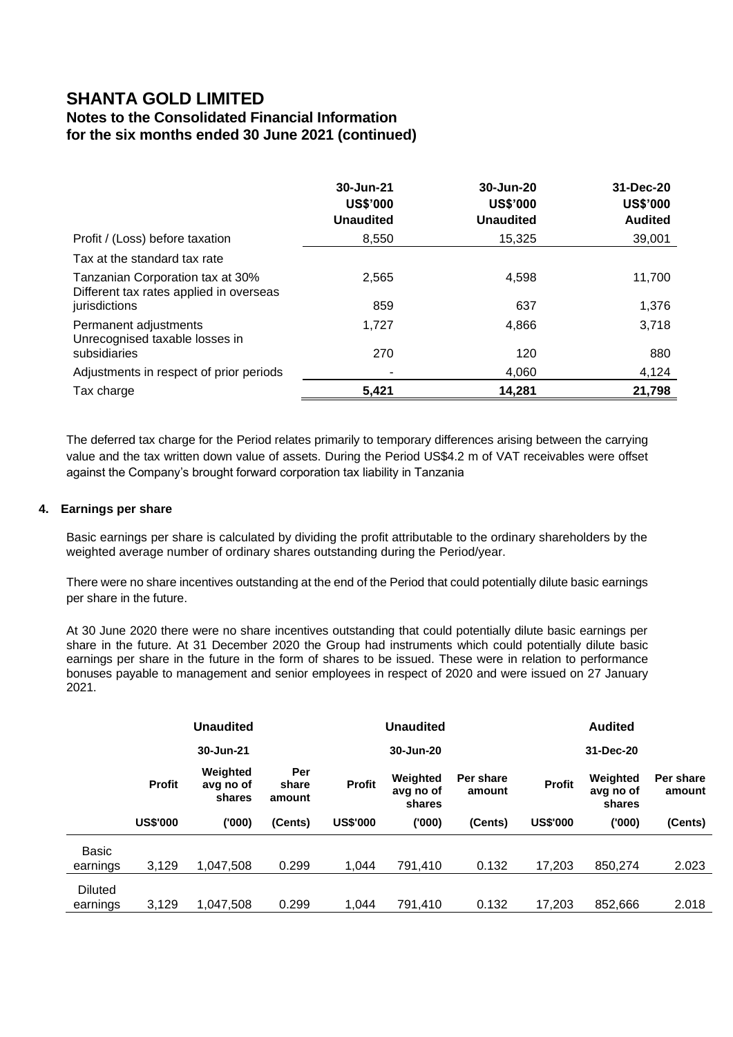# SHANTA GOLD LIMITED

## Notes to the Consolidated Financial Information for the six months ended 30 June 2021 (continued)

| | 30-Jun-21 US$'000 Unaudited | 30-Jun-20 US$'000 Unaudited | 31-Dec-20 US$'000 Audited |
|---|---|---|---|
| Profit / (Loss) before taxation | 8,550 | 15,325 | 39,001 |
| Tax at the standard tax rate | | | |
| Tanzanian Corporation tax at 30% | 2,565 | 4,598 | 11,700 |
| Different tax rates applied in overseas jurisdictions | 859 | 637 | 1,376 |
| Permanent adjustments | 1,727 | 4,866 | 3,718 |
| Unrecognised taxable losses in subsidiaries | 270 | 120 | 880 |
| Adjustments in respect of prior periods | - | 4,060 | 4,124 |
| Tax charge | **5,421** | **14,281** | **21,798** |

The deferred tax charge for the Period relates primarily to temporary differences arising between the carrying value and the tax written down value of assets. During the Period US$4.2 m of VAT receivables were offset against the Company's brought forward corporation tax liability in Tanzania

### 4. Earnings per share

Basic earnings per share is calculated by dividing the profit attributable to the ordinary shareholders by the weighted average number of ordinary shares outstanding during the Period/year.

There were no share incentives outstanding at the end of the Period that could potentially dilute basic earnings per share in the future.

At 30 June 2020 there were no share incentives outstanding that could potentially dilute basic earnings per share in the future. At 31 December 2020 the Group had instruments which could potentially dilute basic earnings per share in the future in the form of shares to be issued. These were in relation to performance bonuses payable to management and senior employees in respect of 2020 and were issued on 27 January 2021.

| | Unaudited | | | Unaudited | | | Audited | | |
|---|---|---|---|---|---|---|---|---|---|
| | 30-Jun-21 | | | 30-Jun-20 | | | 31-Dec-20 | | |
| | Profit | Weighted avg no of shares | Per share amount | Profit | Weighted avg no of shares | Per share amount | Profit | Weighted avg no of shares | Per share amount |
| | US$'000 | ('000) | (Cents) | US$'000 | ('000) | (Cents) | US$'000 | ('000) | (Cents) |
| Basic earnings | 3,129 | 1,047,508 | 0.299 | 1,044 | 791,410 | 0.132 | 17,203 | 850,274 | 2.023 |
| Diluted earnings | 3,129 | 1,047,508 | 0.299 | 1,044 | 791,410 | 0.132 | 17,203 | 852,666 | 2.018 |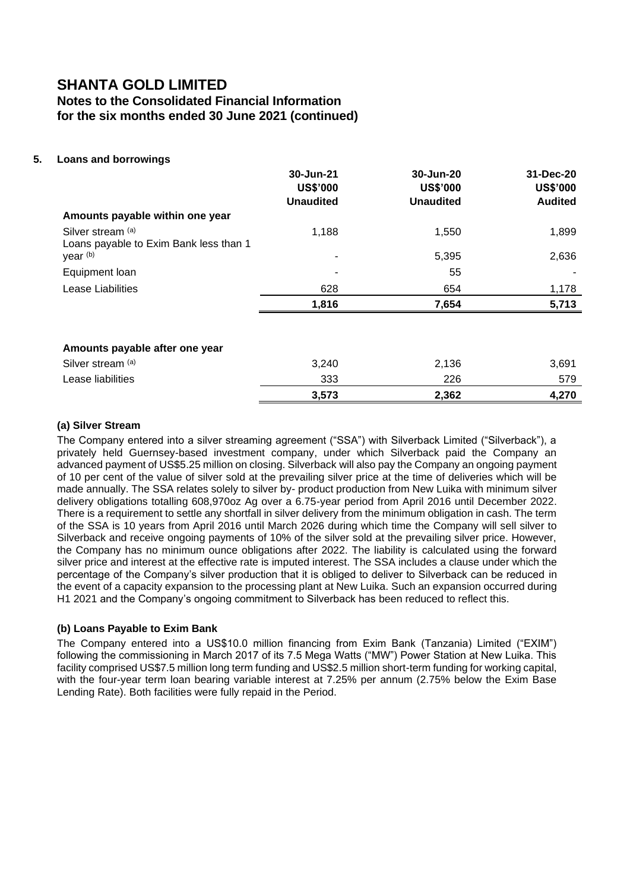# SHANTA GOLD LIMITED

## Notes to the Consolidated Financial Information for the six months ended 30 June 2021 (continued)

### 5. Loans and borrowings

| | 30-Jun-21 US$'000 Unaudited | 30-Jun-20 US$'000 Unaudited | 31-Dec-20 US$'000 Audited |
|---|---|---|---|
| **Amounts payable within one year** | | | |
| Silver stream [(a)] | 1,188 | 1,550 | 1,899 |
| Loans payable to Exim Bank less than 1 year [(b)] | - | 5,395 | 2,636 |
| Equipment loan | - | 55 | - |
| Lease Liabilities | 628 | 654 | 1,178 |
| | **1,816** | **7,654** | **5,713** |
| **Amounts payable after one year** | | | |
| Silver stream [(a)] | 3,240 | 2,136 | 3,691 |
| Lease liabilities | 333 | 226 | 579 |
| | **3,573** | **2,362** | **4,270** |

#### (a) Silver Stream

The Company entered into a silver streaming agreement ("SSA") with Silverback Limited ("Silverback"), a privately held Guernsey-based investment company, under which Silverback paid the Company an advanced payment of US$5.25 million on closing. Silverback will also pay the Company an ongoing payment of 10 per cent of the value of silver sold at the prevailing silver price at the time of deliveries which will be made annually. The SSA relates solely to silver by- product production from New Luika with minimum silver delivery obligations totalling 608,970oz Ag over a 6.75-year period from April 2016 until December 2022. There is a requirement to settle any shortfall in silver delivery from the minimum obligation in cash. The term of the SSA is 10 years from April 2016 until March 2026 during which time the Company will sell silver to Silverback and receive ongoing payments of 10% of the silver sold at the prevailing silver price. However, the Company has no minimum ounce obligations after 2022. The liability is calculated using the forward silver price and interest at the effective rate is imputed interest. The SSA includes a clause under which the percentage of the Company's silver production that it is obliged to deliver to Silverback can be reduced in the event of a capacity expansion to the processing plant at New Luika. Such an expansion occurred during H1 2021 and the Company's ongoing commitment to Silverback has been reduced to reflect this.

#### (b) Loans Payable to Exim Bank

The Company entered into a US$10.0 million financing from Exim Bank (Tanzania) Limited ("EXIM") following the commissioning in March 2017 of its 7.5 Mega Watts ("MW") Power Station at New Luika. This facility comprised US$7.5 million long term funding and US$2.5 million short-term funding for working capital, with the four-year term loan bearing variable interest at 7.25% per annum (2.75% below the Exim Base Lending Rate). Both facilities were fully repaid in the Period.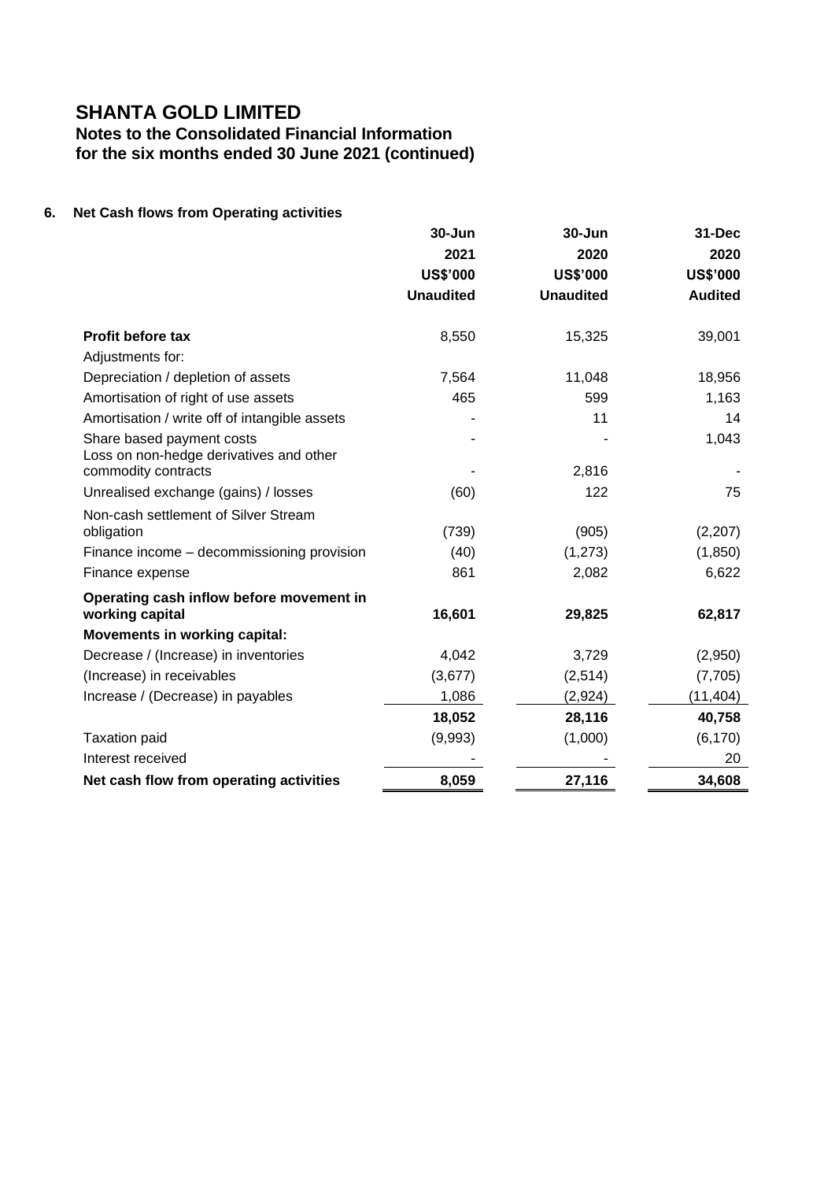# SHANTA GOLD LIMITED

## Notes to the Consolidated Financial Information for the six months ended 30 June 2021 (continued)

### 6. Net Cash flows from Operating activities

| | 30-Jun 2021 US$'000 Unaudited | 30-Jun 2020 US$'000 Unaudited | 31-Dec 2020 US$'000 Audited |
|---|---|---|---|
| **Profit before tax** | 8,550 | 15,325 | 39,001 |
| Adjustments for: | | | |
| Depreciation / depletion of assets | 7,564 | 11,048 | 18,956 |
| Amortisation of right of use assets | 465 | 599 | 1,163 |
| Amortisation / write off of intangible assets | - | 11 | 14 |
| Share based payment costs | - | - | 1,043 |
| Loss on non-hedge derivatives and other commodity contracts | - | 2,816 | - |
| Unrealised exchange (gains) / losses | (60) | 122 | 75 |
| Non-cash settlement of Silver Stream obligation | (739) | (905) | (2,207) |
| Finance income – decommissioning provision | (40) | (1,273) | (1,850) |
| Finance expense | 861 | 2,082 | 6,622 |
| **Operating cash inflow before movement in working capital** | **16,601** | **29,825** | **62,817** |
| **Movements in working capital:** | | | |
| Decrease / (Increase) in inventories | 4,042 | 3,729 | (2,950) |
| (Increase) in receivables | (3,677) | (2,514) | (7,705) |
| Increase / (Decrease) in payables | 1,086 | (2,924) | (11,404) |
| | **18,052** | **28,116** | **40,758** |
| Taxation paid | (9,993) | (1,000) | (6,170) |
| Interest received | - | - | 20 |
| **Net cash flow from operating activities** | **8,059** | **27,116** | **34,608** |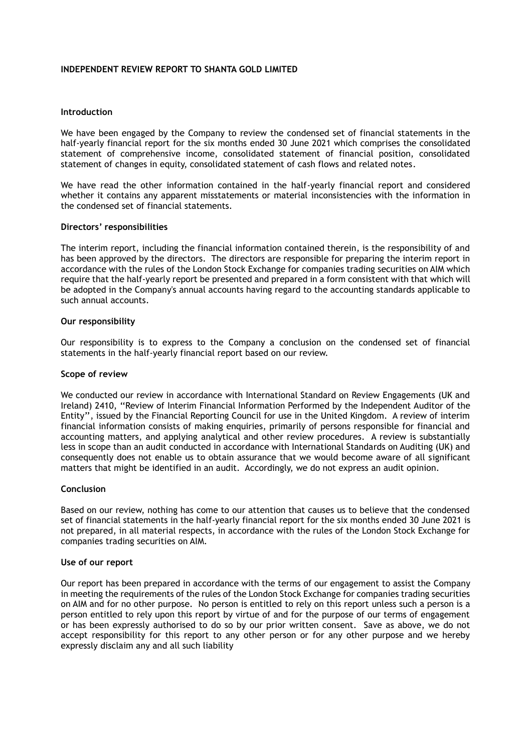## INDEPENDENT REVIEW REPORT TO SHANTA GOLD LIMITED

### Introduction

We have been engaged by the Company to review the condensed set of financial statements in the half-yearly financial report for the six months ended 30 June 2021 which comprises the consolidated statement of comprehensive income, consolidated statement of financial position, consolidated statement of changes in equity, consolidated statement of cash flows and related notes.

We have read the other information contained in the half-yearly financial report and considered whether it contains any apparent misstatements or material inconsistencies with the information in the condensed set of financial statements.

### Directors' responsibilities

The interim report, including the financial information contained therein, is the responsibility of and has been approved by the directors. The directors are responsible for preparing the interim report in accordance with the rules of the London Stock Exchange for companies trading securities on AIM which require that the half-yearly report be presented and prepared in a form consistent with that which will be adopted in the Company's annual accounts having regard to the accounting standards applicable to such annual accounts.

### Our responsibility

Our responsibility is to express to the Company a conclusion on the condensed set of financial statements in the half-yearly financial report based on our review.

### Scope of review

We conducted our review in accordance with International Standard on Review Engagements (UK and Ireland) 2410, "Review of Interim Financial Information Performed by the Independent Auditor of the Entity", issued by the Financial Reporting Council for use in the United Kingdom. A review of interim financial information consists of making enquiries, primarily of persons responsible for financial and accounting matters, and applying analytical and other review procedures. A review is substantially less in scope than an audit conducted in accordance with International Standards on Auditing (UK) and consequently does not enable us to obtain assurance that we would become aware of all significant matters that might be identified in an audit. Accordingly, we do not express an audit opinion.

### Conclusion

Based on our review, nothing has come to our attention that causes us to believe that the condensed set of financial statements in the half-yearly financial report for the six months ended 30 June 2021 is not prepared, in all material respects, in accordance with the rules of the London Stock Exchange for companies trading securities on AIM.

### Use of our report

Our report has been prepared in accordance with the terms of our engagement to assist the Company in meeting the requirements of the rules of the London Stock Exchange for companies trading securities on AIM and for no other purpose. No person is entitled to rely on this report unless such a person is a person entitled to rely upon this report by virtue of and for the purpose of our terms of engagement or has been expressly authorised to do so by our prior written consent. Save as above, we do not accept responsibility for this report to any other person or for any other purpose and we hereby expressly disclaim any and all such liability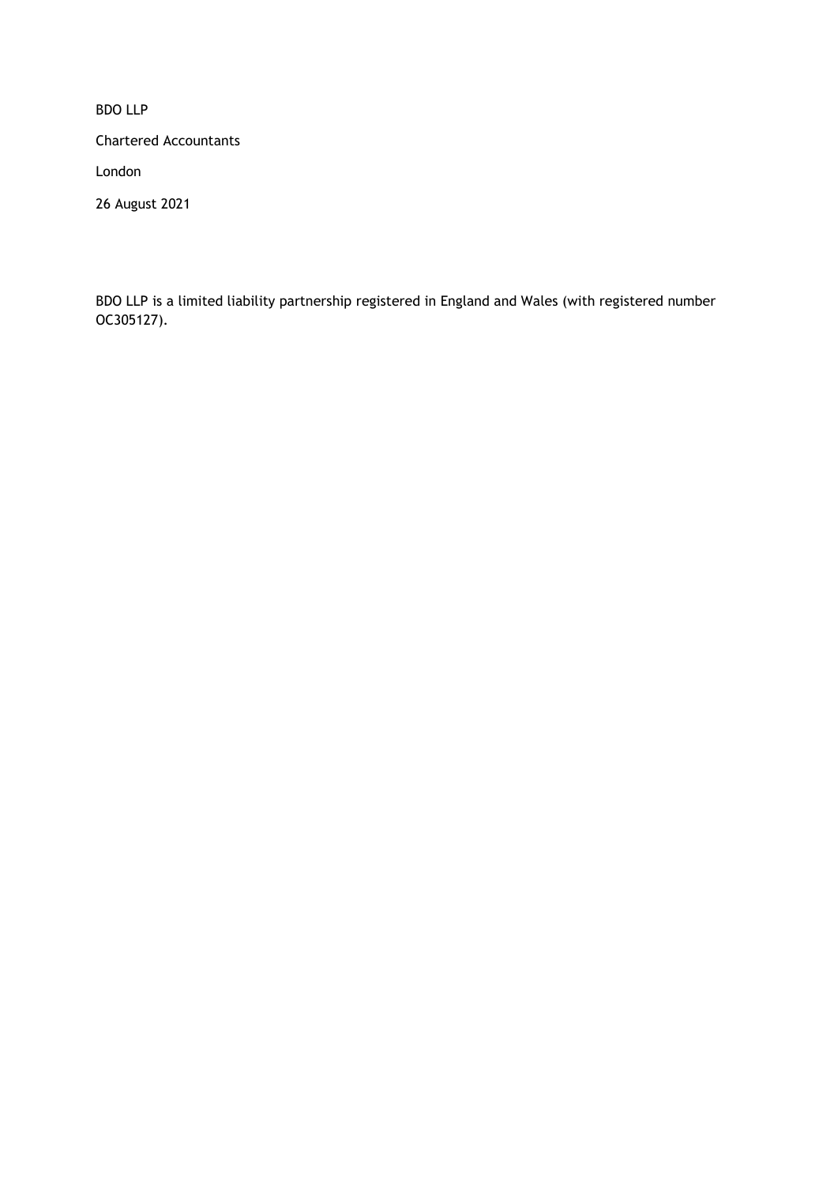BDO LLP

Chartered Accountants

London

26 August 2021

BDO LLP is a limited liability partnership registered in England and Wales (with registered number OC305127).